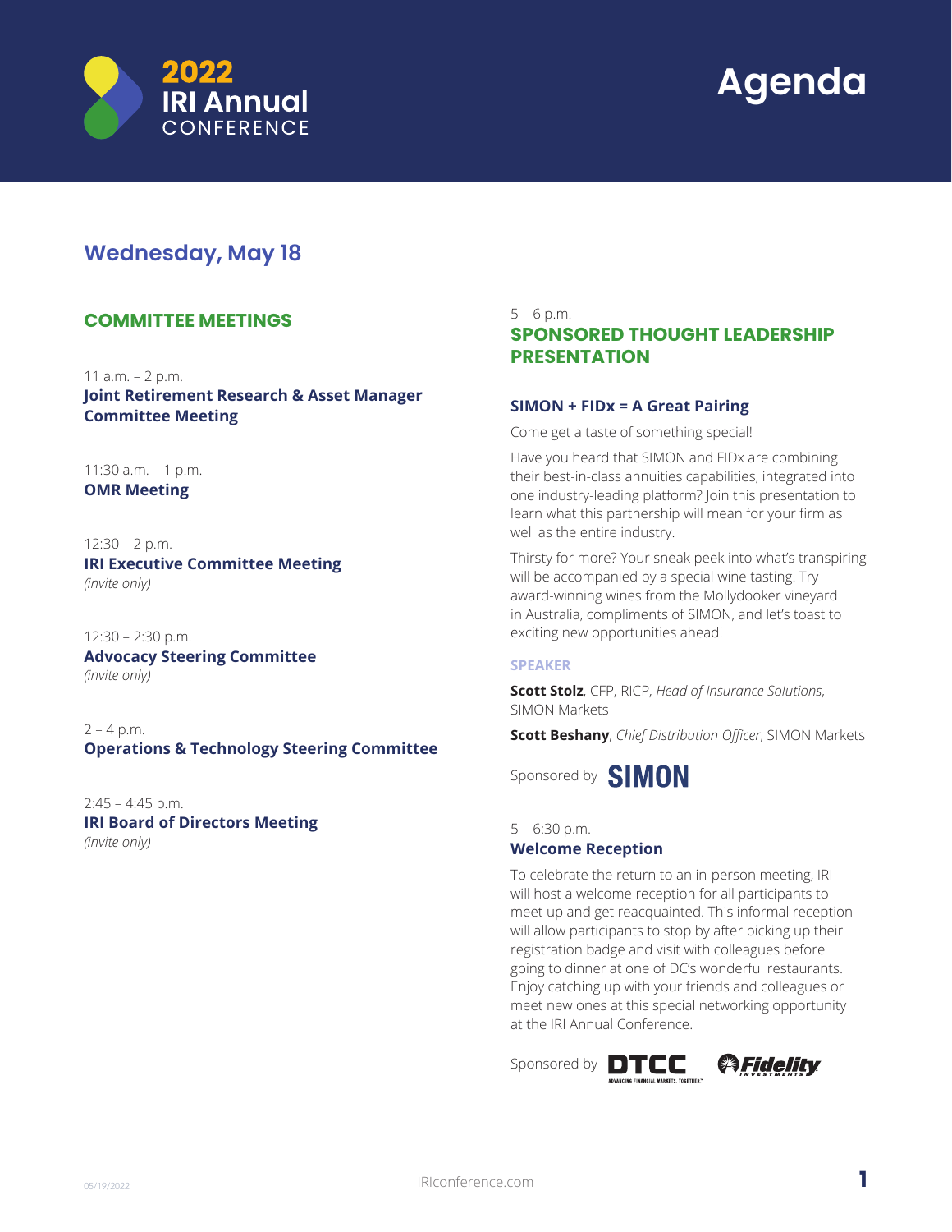# 2022 IRI Annual CONFERENCE

# Agenda

## Wednesday, May 18

### COMMITTEE MEETINGS

11 a.m. – 2 p.m.
**Joint Retirement Research & Asset Manager Committee Meeting**

11:30 a.m. – 1 p.m.
**OMR Meeting**

12:30 – 2 p.m.
**IRI Executive Committee Meeting**
*(invite only)*

12:30 – 2:30 p.m.
**Advocacy Steering Committee**
*(invite only)*

2 – 4 p.m.
**Operations & Technology Steering Committee**

2:45 – 4:45 p.m.
**IRI Board of Directors Meeting**
*(invite only)*

5 – 6 p.m.

### SPONSORED THOUGHT LEADERSHIP PRESENTATION

**SIMON + FIDx = A Great Pairing**

Come get a taste of something special!

Have you heard that SIMON and FIDx are combining their best-in-class annuities capabilities, integrated into one industry-leading platform? Join this presentation to learn what this partnership will mean for your firm as well as the entire industry.

Thirsty for more? Your sneak peek into what's transpiring will be accompanied by a special wine tasting. Try award-winning wines from the Mollydooker vineyard in Australia, compliments of SIMON, and let's toast to exciting new opportunities ahead!

**SPEAKER**

**Scott Stolz**, CFP, RICP, *Head of Insurance Solutions*, SIMON Markets

**Scott Beshany**, *Chief Distribution Officer*, SIMON Markets

Sponsored by SIMON

5 – 6:30 p.m.
**Welcome Reception**

To celebrate the return to an in-person meeting, IRI will host a welcome reception for all participants to meet up and get reacquainted. This informal reception will allow participants to stop by after picking up their registration badge and visit with colleagues before going to dinner at one of DC's wonderful restaurants. Enjoy catching up with your friends and colleagues or meet new ones at this special networking opportunity at the IRI Annual Conference.

Sponsored by DTCC, Fidelity Investments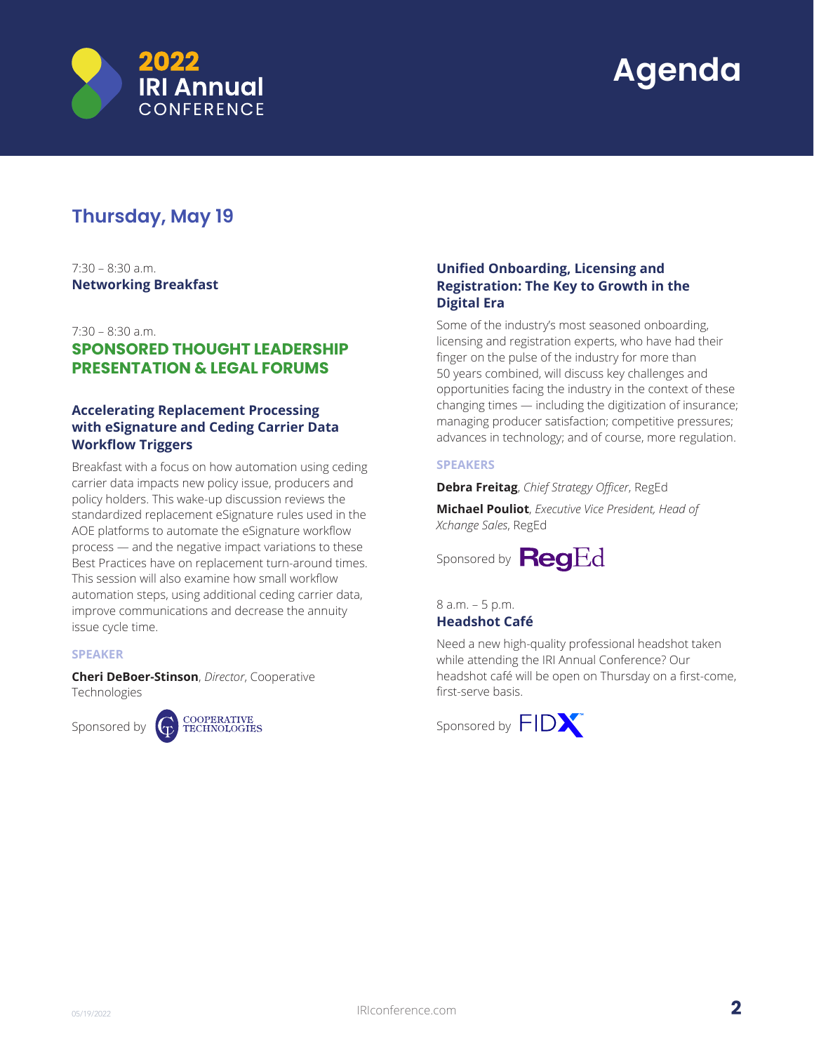## Thursday, May 19

7:30 – 8:30 a.m.
**Networking Breakfast**

7:30 – 8:30 a.m.
**SPONSORED THOUGHT LEADERSHIP PRESENTATION & LEGAL FORUMS**

### Accelerating Replacement Processing with eSignature and Ceding Carrier Data Workflow Triggers

Breakfast with a focus on how automation using ceding carrier data impacts new policy issue, producers and policy holders. This wake-up discussion reviews the standardized replacement eSignature rules used in the AOE platforms to automate the eSignature workflow process — and the negative impact variations to these Best Practices have on replacement turn-around times. This session will also examine how small workflow automation steps, using additional ceding carrier data, improve communications and decrease the annuity issue cycle time.

**SPEAKER**

**Cheri DeBoer-Stinson**, *Director*, Cooperative Technologies

Sponsored by COOPERATIVE TECHNOLOGIES

### Unified Onboarding, Licensing and Registration: The Key to Growth in the Digital Era

Some of the industry's most seasoned onboarding, licensing and registration experts, who have had their finger on the pulse of the industry for more than 50 years combined, will discuss key challenges and opportunities facing the industry in the context of these changing times — including the digitization of insurance; managing producer satisfaction; competitive pressures; advances in technology; and of course, more regulation.

**SPEAKERS**

**Debra Freitag**, *Chief Strategy Officer*, RegEd

**Michael Pouliot**, *Executive Vice President, Head of Xchange Sales*, RegEd

Sponsored by RegEd

8 a.m. – 5 p.m.
**Headshot Café**

Need a new high-quality professional headshot taken while attending the IRI Annual Conference? Our headshot café will be open on Thursday on a first-come, first-serve basis.

Sponsored by FIDX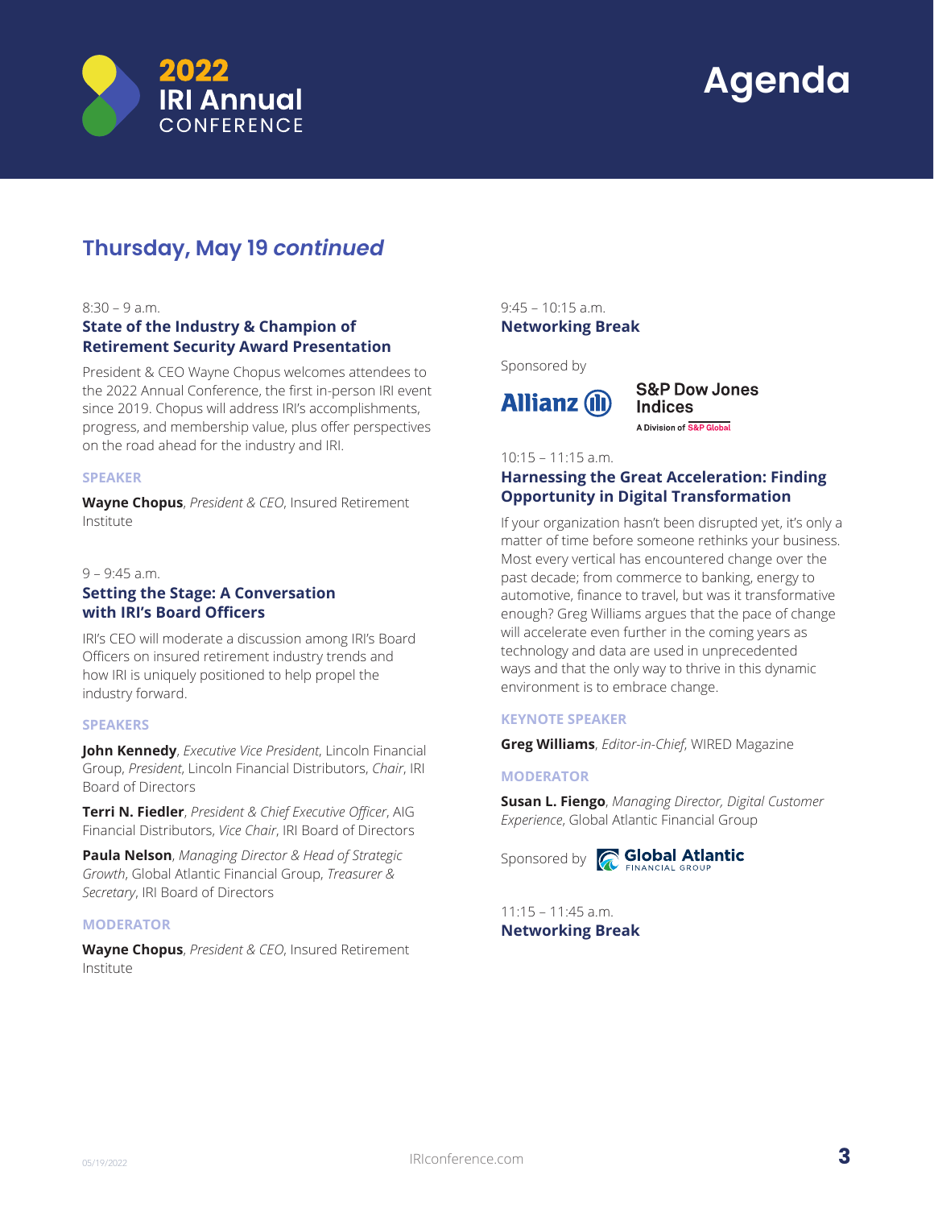## Thursday, May 19 *continued*

8:30 – 9 a.m.

### State of the Industry & Champion of Retirement Security Award Presentation

President & CEO Wayne Chopus welcomes attendees to the 2022 Annual Conference, the first in-person IRI event since 2019. Chopus will address IRI's accomplishments, progress, and membership value, plus offer perspectives on the road ahead for the industry and IRI.

**SPEAKER**

**Wayne Chopus**, *President & CEO*, Insured Retirement Institute

9 – 9:45 a.m.

### Setting the Stage: A Conversation with IRI's Board Officers

IRI's CEO will moderate a discussion among IRI's Board Officers on insured retirement industry trends and how IRI is uniquely positioned to help propel the industry forward.

**SPEAKERS**

**John Kennedy**, *Executive Vice President*, Lincoln Financial Group, *President*, Lincoln Financial Distributors, *Chair*, IRI Board of Directors

**Terri N. Fiedler**, *President & Chief Executive Officer*, AIG Financial Distributors, *Vice Chair*, IRI Board of Directors

**Paula Nelson**, *Managing Director & Head of Strategic Growth*, Global Atlantic Financial Group, *Treasurer & Secretary*, IRI Board of Directors

**MODERATOR**

**Wayne Chopus**, *President & CEO*, Insured Retirement Institute

9:45 – 10:15 a.m.

### Networking Break

Sponsored by Allianz; S&P Dow Jones Indices, A Division of S&P Global

10:15 – 11:15 a.m.

### Harnessing the Great Acceleration: Finding Opportunity in Digital Transformation

If your organization hasn't been disrupted yet, it's only a matter of time before someone rethinks your business. Most every vertical has encountered change over the past decade; from commerce to banking, energy to automotive, finance to travel, but was it transformative enough? Greg Williams argues that the pace of change will accelerate even further in the coming years as technology and data are used in unprecedented ways and that the only way to thrive in this dynamic environment is to embrace change.

**KEYNOTE SPEAKER**

**Greg Williams**, *Editor-in-Chief*, WIRED Magazine

**MODERATOR**

**Susan L. Fiengo**, *Managing Director, Digital Customer Experience*, Global Atlantic Financial Group

Sponsored by Global Atlantic Financial Group

11:15 – 11:45 a.m.

### Networking Break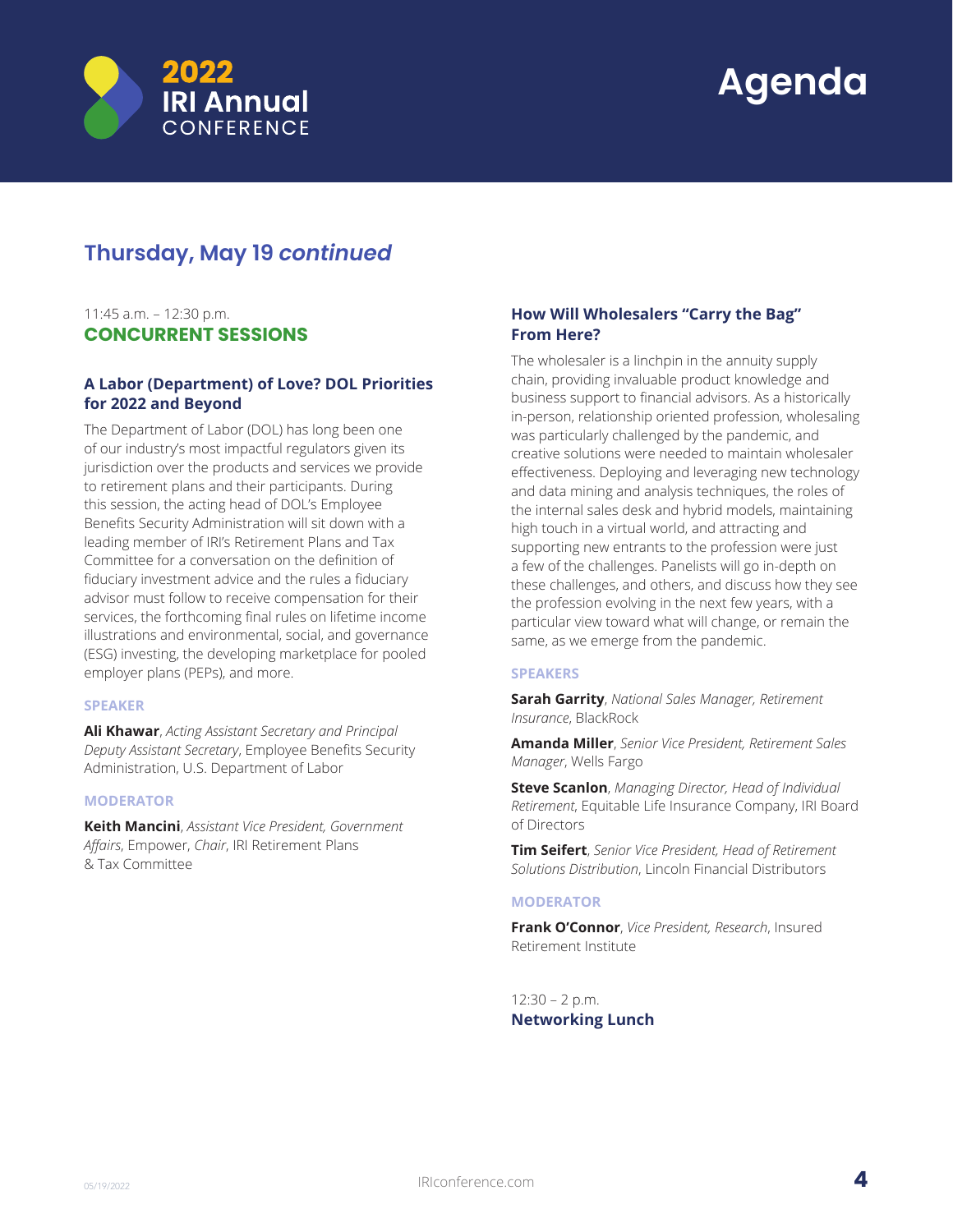## Thursday, May 19 *continued*

11:45 a.m. – 12:30 p.m.
**CONCURRENT SESSIONS**

### A Labor (Department) of Love? DOL Priorities for 2022 and Beyond

The Department of Labor (DOL) has long been one of our industry's most impactful regulators given its jurisdiction over the products and services we provide to retirement plans and their participants. During this session, the acting head of DOL's Employee Benefits Security Administration will sit down with a leading member of IRI's Retirement Plans and Tax Committee for a conversation on the definition of fiduciary investment advice and the rules a fiduciary advisor must follow to receive compensation for their services, the forthcoming final rules on lifetime income illustrations and environmental, social, and governance (ESG) investing, the developing marketplace for pooled employer plans (PEPs), and more.

**SPEAKER**

**Ali Khawar**, *Acting Assistant Secretary and Principal Deputy Assistant Secretary*, Employee Benefits Security Administration, U.S. Department of Labor

**MODERATOR**

**Keith Mancini**, *Assistant Vice President, Government Affairs*, Empower, *Chair*, IRI Retirement Plans & Tax Committee

### How Will Wholesalers "Carry the Bag" From Here?

The wholesaler is a linchpin in the annuity supply chain, providing invaluable product knowledge and business support to financial advisors. As a historically in-person, relationship oriented profession, wholesaling was particularly challenged by the pandemic, and creative solutions were needed to maintain wholesaler effectiveness. Deploying and leveraging new technology and data mining and analysis techniques, the roles of the internal sales desk and hybrid models, maintaining high touch in a virtual world, and attracting and supporting new entrants to the profession were just a few of the challenges. Panelists will go in-depth on these challenges, and others, and discuss how they see the profession evolving in the next few years, with a particular view toward what will change, or remain the same, as we emerge from the pandemic.

**SPEAKERS**

**Sarah Garrity**, *National Sales Manager, Retirement Insurance*, BlackRock

**Amanda Miller**, *Senior Vice President, Retirement Sales Manager*, Wells Fargo

**Steve Scanlon**, *Managing Director, Head of Individual Retirement*, Equitable Life Insurance Company, IRI Board of Directors

**Tim Seifert**, *Senior Vice President, Head of Retirement Solutions Distribution*, Lincoln Financial Distributors

**MODERATOR**

**Frank O'Connor**, *Vice President, Research*, Insured Retirement Institute

12:30 – 2 p.m.
**Networking Lunch**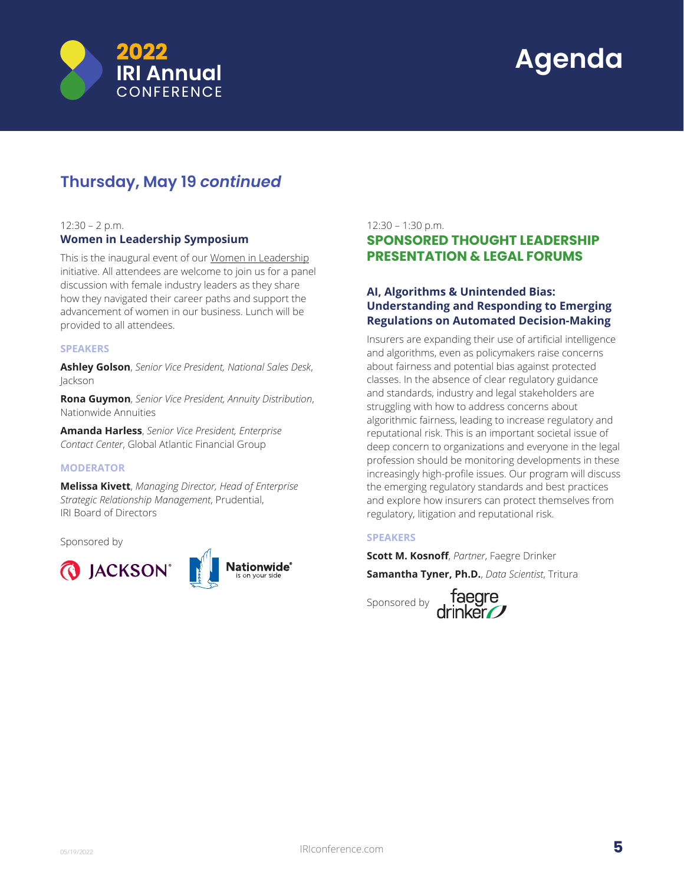# Agenda

## Thursday, May 19 *continued*

12:30 – 2 p.m.

### Women in Leadership Symposium

This is the inaugural event of our Women in Leadership initiative. All attendees are welcome to join us for a panel discussion with female industry leaders as they share how they navigated their career paths and support the advancement of women in our business. Lunch will be provided to all attendees.

**SPEAKERS**

**Ashley Golson**, *Senior Vice President, National Sales Desk*, Jackson

**Rona Guymon**, *Senior Vice President, Annuity Distribution*, Nationwide Annuities

**Amanda Harless**, *Senior Vice President, Enterprise Contact Center*, Global Atlantic Financial Group

**MODERATOR**

**Melissa Kivett**, *Managing Director, Head of Enterprise Strategic Relationship Management*, Prudential, IRI Board of Directors

Sponsored by Jackson, Nationwide

12:30 – 1:30 p.m.

### SPONSORED THOUGHT LEADERSHIP PRESENTATION & LEGAL FORUMS

#### AI, Algorithms & Unintended Bias: Understanding and Responding to Emerging Regulations on Automated Decision-Making

Insurers are expanding their use of artificial intelligence and algorithms, even as policymakers raise concerns about fairness and potential bias against protected classes. In the absence of clear regulatory guidance and standards, industry and legal stakeholders are struggling with how to address concerns about algorithmic fairness, leading to increase regulatory and reputational risk. This is an important societal issue of deep concern to organizations and everyone in the legal profession should be monitoring developments in these increasingly high-profile issues. Our program will discuss the emerging regulatory standards and best practices and explore how insurers can protect themselves from regulatory, litigation and reputational risk.

**SPEAKERS**

**Scott M. Kosnoff**, *Partner*, Faegre Drinker

**Samantha Tyner, Ph.D.**, *Data Scientist*, Tritura

Sponsored by Faegre Drinker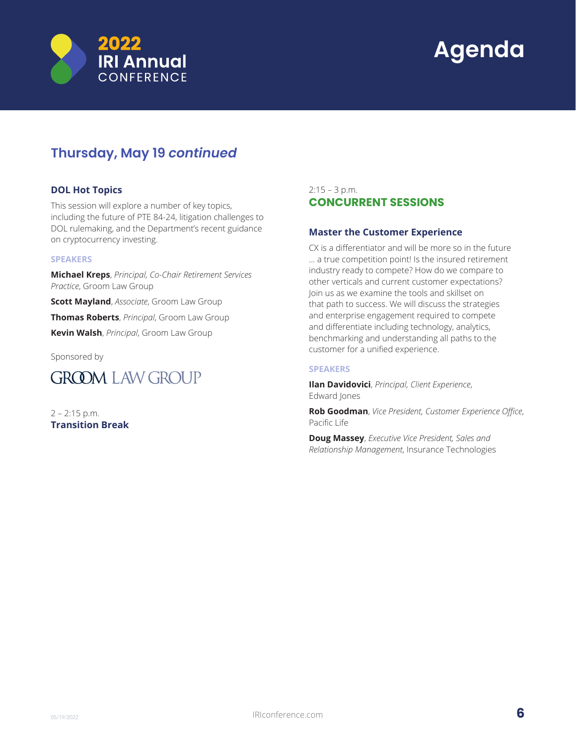## Thursday, May 19 *continued*

### DOL Hot Topics

This session will explore a number of key topics, including the future of PTE 84-24, litigation challenges to DOL rulemaking, and the Department's recent guidance on cryptocurrency investing.

**SPEAKERS**

**Michael Kreps**, *Principal, Co-Chair Retirement Services Practice*, Groom Law Group

**Scott Mayland**, *Associate*, Groom Law Group

**Thomas Roberts**, *Principal*, Groom Law Group

**Kevin Walsh**, *Principal*, Groom Law Group

Sponsored by

GROOM LAW GROUP

2 – 2:15 p.m.
**Transition Break**

2:15 – 3 p.m.
**CONCURRENT SESSIONS**

### Master the Customer Experience

CX is a differentiator and will be more so in the future … a true competition point! Is the insured retirement industry ready to compete? How do we compare to other verticals and current customer expectations? Join us as we examine the tools and skillset on that path to success. We will discuss the strategies and enterprise engagement required to compete and differentiate including technology, analytics, benchmarking and understanding all paths to the customer for a unified experience.

**SPEAKERS**

**Ilan Davidovici**, *Principal, Client Experience*, Edward Jones

**Rob Goodman**, *Vice President, Customer Experience Office*, Pacific Life

**Doug Massey**, *Executive Vice President, Sales and Relationship Management*, Insurance Technologies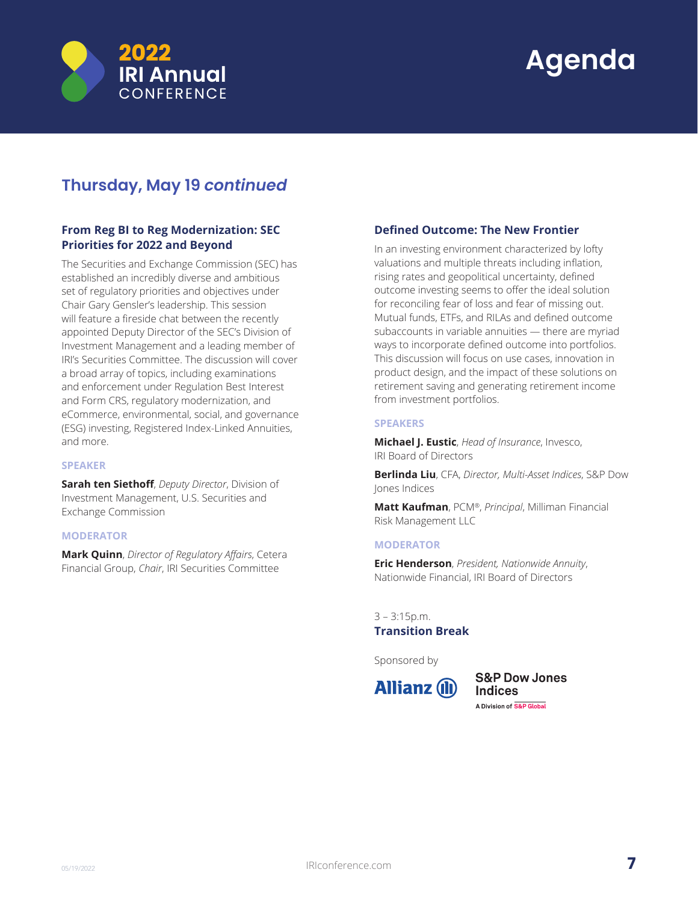## Thursday, May 19 *continued*

### From Reg BI to Reg Modernization: SEC Priorities for 2022 and Beyond

The Securities and Exchange Commission (SEC) has established an incredibly diverse and ambitious set of regulatory priorities and objectives under Chair Gary Gensler's leadership. This session will feature a fireside chat between the recently appointed Deputy Director of the SEC's Division of Investment Management and a leading member of IRI's Securities Committee. The discussion will cover a broad array of topics, including examinations and enforcement under Regulation Best Interest and Form CRS, regulatory modernization, and eCommerce, environmental, social, and governance (ESG) investing, Registered Index-Linked Annuities, and more.

**SPEAKER**

**Sarah ten Siethoff**, *Deputy Director*, Division of Investment Management, U.S. Securities and Exchange Commission

**MODERATOR**

**Mark Quinn**, *Director of Regulatory Affairs*, Cetera Financial Group, *Chair*, IRI Securities Committee

### Defined Outcome: The New Frontier

In an investing environment characterized by lofty valuations and multiple threats including inflation, rising rates and geopolitical uncertainty, defined outcome investing seems to offer the ideal solution for reconciling fear of loss and fear of missing out. Mutual funds, ETFs, and RILAs and defined outcome subaccounts in variable annuities — there are myriad ways to incorporate defined outcome into portfolios. This discussion will focus on use cases, innovation in product design, and the impact of these solutions on retirement saving and generating retirement income from investment portfolios.

**SPEAKERS**

**Michael J. Eustic**, *Head of Insurance*, Invesco, IRI Board of Directors

**Berlinda Liu**, CFA, *Director, Multi-Asset Indices*, S&P Dow Jones Indices

**Matt Kaufman**, PCM®, *Principal*, Milliman Financial Risk Management LLC

**MODERATOR**

**Eric Henderson**, *President, Nationwide Annuity*, Nationwide Financial, IRI Board of Directors

3 – 3:15p.m.
**Transition Break**

Sponsored by

Allianz

S&P Dow Jones Indices
A Division of S&P Global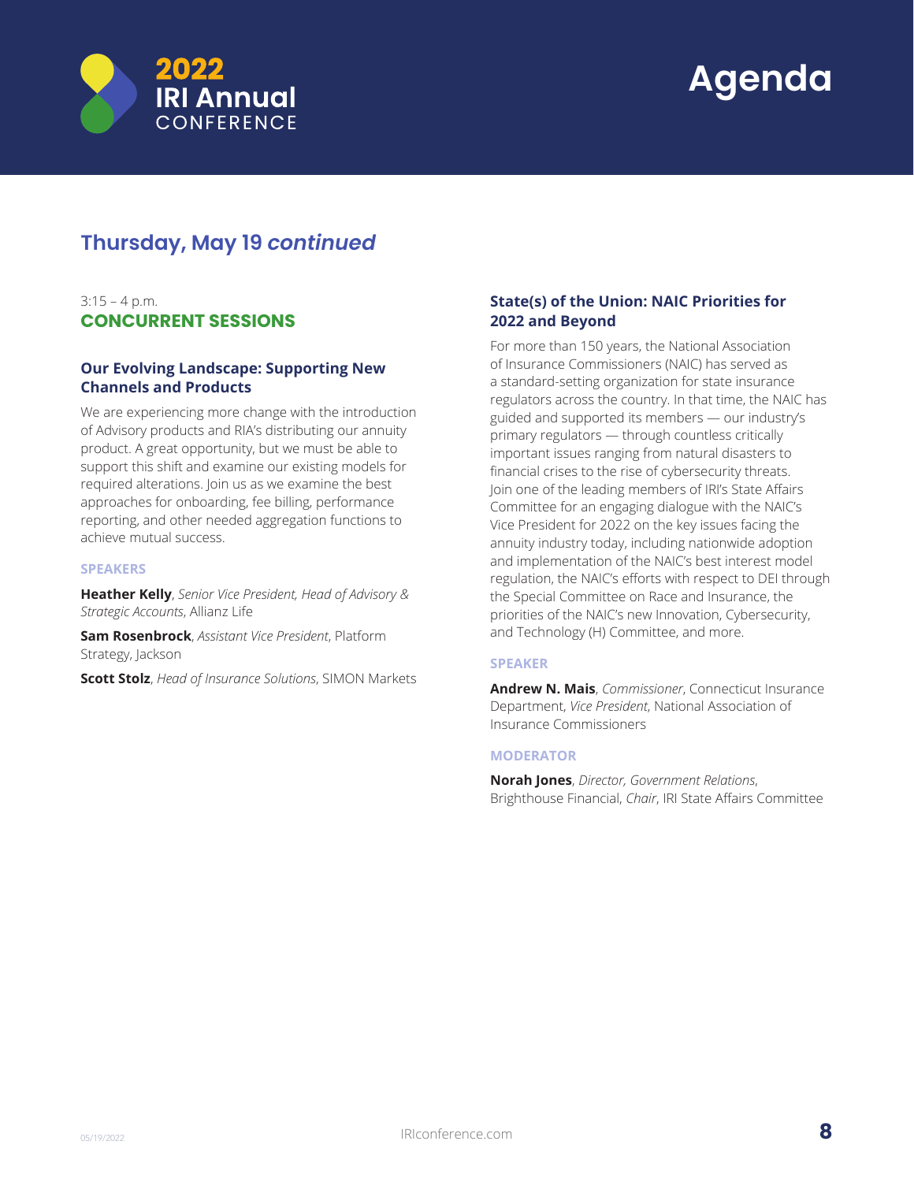## Thursday, May 19 *continued*

3:15 – 4 p.m.

### CONCURRENT SESSIONS

#### Our Evolving Landscape: Supporting New Channels and Products

We are experiencing more change with the introduction of Advisory products and RIA's distributing our annuity product. A great opportunity, but we must be able to support this shift and examine our existing models for required alterations. Join us as we examine the best approaches for onboarding, fee billing, performance reporting, and other needed aggregation functions to achieve mutual success.

**SPEAKERS**

**Heather Kelly**, *Senior Vice President, Head of Advisory & Strategic Accounts*, Allianz Life

**Sam Rosenbrock**, *Assistant Vice President*, Platform Strategy, Jackson

**Scott Stolz**, *Head of Insurance Solutions*, SIMON Markets

#### State(s) of the Union: NAIC Priorities for 2022 and Beyond

For more than 150 years, the National Association of Insurance Commissioners (NAIC) has served as a standard-setting organization for state insurance regulators across the country. In that time, the NAIC has guided and supported its members — our industry's primary regulators — through countless critically important issues ranging from natural disasters to financial crises to the rise of cybersecurity threats. Join one of the leading members of IRI's State Affairs Committee for an engaging dialogue with the NAIC's Vice President for 2022 on the key issues facing the annuity industry today, including nationwide adoption and implementation of the NAIC's best interest model regulation, the NAIC's efforts with respect to DEI through the Special Committee on Race and Insurance, the priorities of the NAIC's new Innovation, Cybersecurity, and Technology (H) Committee, and more.

**SPEAKER**

**Andrew N. Mais**, *Commissioner*, Connecticut Insurance Department, *Vice President*, National Association of Insurance Commissioners

**MODERATOR**

**Norah Jones**, *Director, Government Relations*, Brighthouse Financial, *Chair*, IRI State Affairs Committee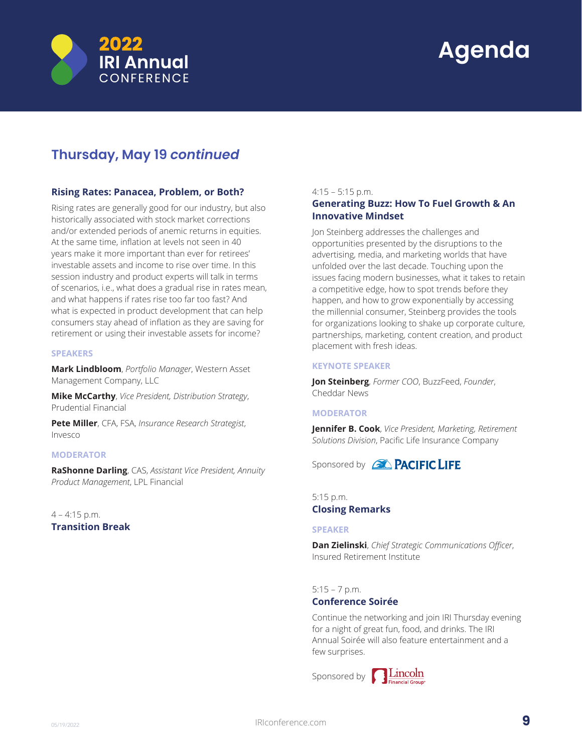# Agenda

## Thursday, May 19 *continued*

### Rising Rates: Panacea, Problem, or Both?

Rising rates are generally good for our industry, but also historically associated with stock market corrections and/or extended periods of anemic returns in equities. At the same time, inflation at levels not seen in 40 years make it more important than ever for retirees' investable assets and income to rise over time. In this session industry and product experts will talk in terms of scenarios, i.e., what does a gradual rise in rates mean, and what happens if rates rise too far too fast? And what is expected in product development that can help consumers stay ahead of inflation as they are saving for retirement or using their investable assets for income?

**SPEAKERS**

**Mark Lindbloom**, *Portfolio Manager*, Western Asset Management Company, LLC

**Mike McCarthy**, *Vice President, Distribution Strategy*, Prudential Financial

**Pete Miller**, CFA, FSA, *Insurance Research Strategist*, Invesco

**MODERATOR**

**RaShonne Darling**, CAS, *Assistant Vice President, Annuity Product Management*, LPL Financial

4 – 4:15 p.m.

### Transition Break

4:15 – 5:15 p.m.

### Generating Buzz: How To Fuel Growth & An Innovative Mindset

Jon Steinberg addresses the challenges and opportunities presented by the disruptions to the advertising, media, and marketing worlds that have unfolded over the last decade. Touching upon the issues facing modern businesses, what it takes to retain a competitive edge, how to spot trends before they happen, and how to grow exponentially by accessing the millennial consumer, Steinberg provides the tools for organizations looking to shake up corporate culture, partnerships, marketing, content creation, and product placement with fresh ideas.

**KEYNOTE SPEAKER**

**Jon Steinberg**, *Former COO*, BuzzFeed, *Founder*, Cheddar News

**MODERATOR**

**Jennifer B. Cook**, *Vice President, Marketing, Retirement Solutions Division*, Pacific Life Insurance Company

Sponsored by Pacific Life

5:15 p.m.

### Closing Remarks

**SPEAKER**

**Dan Zielinski**, *Chief Strategic Communications Officer*, Insured Retirement Institute

5:15 – 7 p.m.

### Conference Soirée

Continue the networking and join IRI Thursday evening for a night of great fun, food, and drinks. The IRI Annual Soirée will also feature entertainment and a few surprises.

Sponsored by Lincoln Financial Group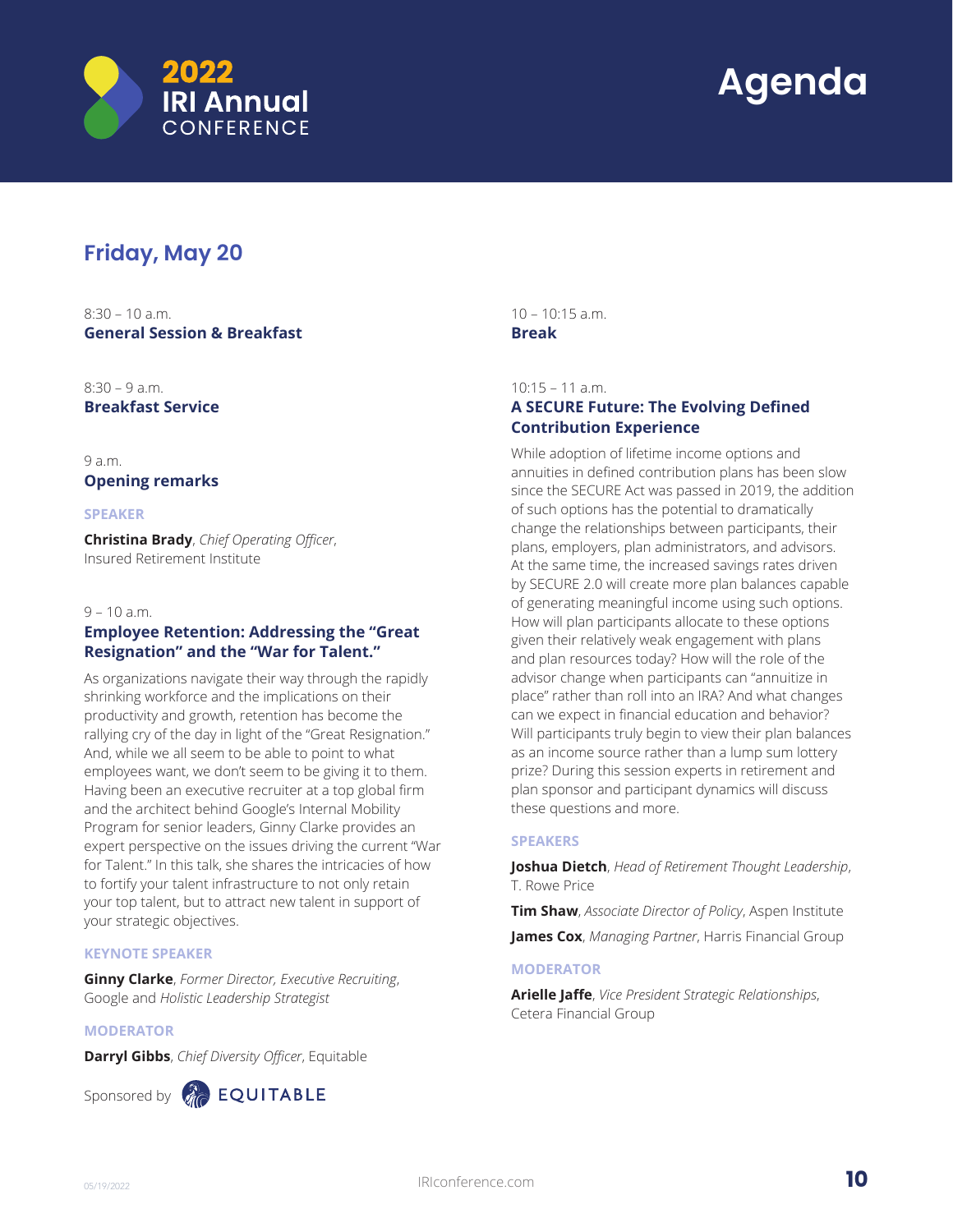# 2022 IRI Annual CONFERENCE

# Agenda

## Friday, May 20

8:30 – 10 a.m.
**General Session & Breakfast**

8:30 – 9 a.m.
**Breakfast Service**

9 a.m.
**Opening remarks**

SPEAKER

**Christina Brady**, *Chief Operating Officer*, Insured Retirement Institute

9 – 10 a.m.
### Employee Retention: Addressing the "Great Resignation" and the "War for Talent."

As organizations navigate their way through the rapidly shrinking workforce and the implications on their productivity and growth, retention has become the rallying cry of the day in light of the "Great Resignation." And, while we all seem to be able to point to what employees want, we don't seem to be giving it to them. Having been an executive recruiter at a top global firm and the architect behind Google's Internal Mobility Program for senior leaders, Ginny Clarke provides an expert perspective on the issues driving the current "War for Talent." In this talk, she shares the intricacies of how to fortify your talent infrastructure to not only retain your top talent, but to attract new talent in support of your strategic objectives.

KEYNOTE SPEAKER

**Ginny Clarke**, *Former Director, Executive Recruiting*, Google and *Holistic Leadership Strategist*

MODERATOR

**Darryl Gibbs**, *Chief Diversity Officer*, Equitable

Sponsored by EQUITABLE

10 – 10:15 a.m.
**Break**

10:15 – 11 a.m.
### A SECURE Future: The Evolving Defined Contribution Experience

While adoption of lifetime income options and annuities in defined contribution plans has been slow since the SECURE Act was passed in 2019, the addition of such options has the potential to dramatically change the relationships between participants, their plans, employers, plan administrators, and advisors. At the same time, the increased savings rates driven by SECURE 2.0 will create more plan balances capable of generating meaningful income using such options. How will plan participants allocate to these options given their relatively weak engagement with plans and plan resources today? How will the role of the advisor change when participants can "annuitize in place" rather than roll into an IRA? And what changes can we expect in financial education and behavior? Will participants truly begin to view their plan balances as an income source rather than a lump sum lottery prize? During this session experts in retirement and plan sponsor and participant dynamics will discuss these questions and more.

SPEAKERS

**Joshua Dietch**, *Head of Retirement Thought Leadership*, T. Rowe Price

**Tim Shaw**, *Associate Director of Policy*, Aspen Institute

**James Cox**, *Managing Partner*, Harris Financial Group

MODERATOR

**Arielle Jaffe**, *Vice President Strategic Relationships*, Cetera Financial Group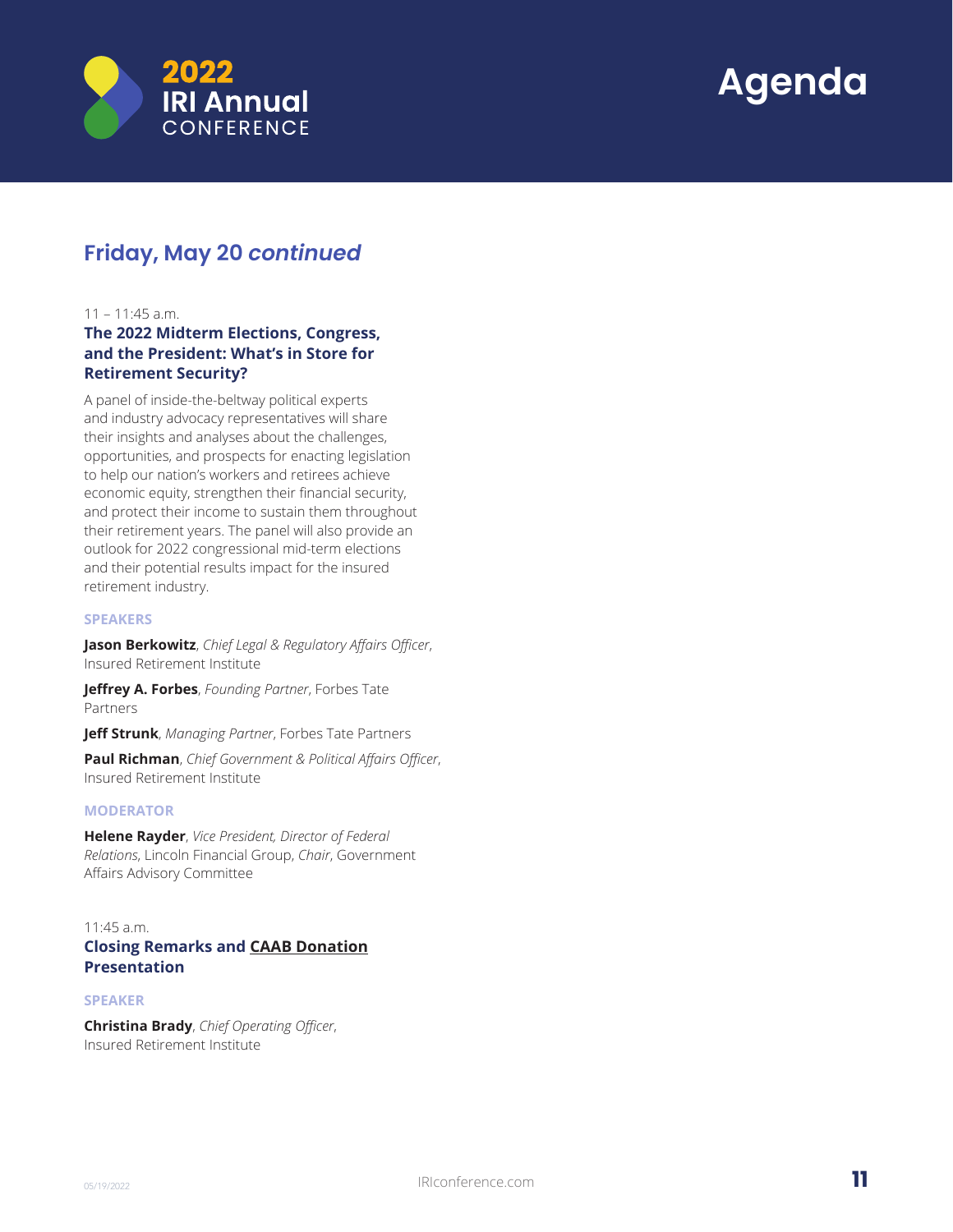# Agenda

## Friday, May 20 *continued*

11 – 11:45 a.m.

### The 2022 Midterm Elections, Congress, and the President: What's in Store for Retirement Security?

A panel of inside-the-beltway political experts and industry advocacy representatives will share their insights and analyses about the challenges, opportunities, and prospects for enacting legislation to help our nation's workers and retirees achieve economic equity, strengthen their financial security, and protect their income to sustain them throughout their retirement years. The panel will also provide an outlook for 2022 congressional mid-term elections and their potential results impact for the insured retirement industry.

**SPEAKERS**

**Jason Berkowitz**, *Chief Legal & Regulatory Affairs Officer*, Insured Retirement Institute

**Jeffrey A. Forbes**, *Founding Partner*, Forbes Tate Partners

**Jeff Strunk**, *Managing Partner*, Forbes Tate Partners

**Paul Richman**, *Chief Government & Political Affairs Officer*, Insured Retirement Institute

**MODERATOR**

**Helene Rayder**, *Vice President, Director of Federal Relations*, Lincoln Financial Group, *Chair*, Government Affairs Advisory Committee

11:45 a.m.

### Closing Remarks and CAAB Donation Presentation

**SPEAKER**

**Christina Brady**, *Chief Operating Officer*, Insured Retirement Institute

05/19/2022

IRIconference.com